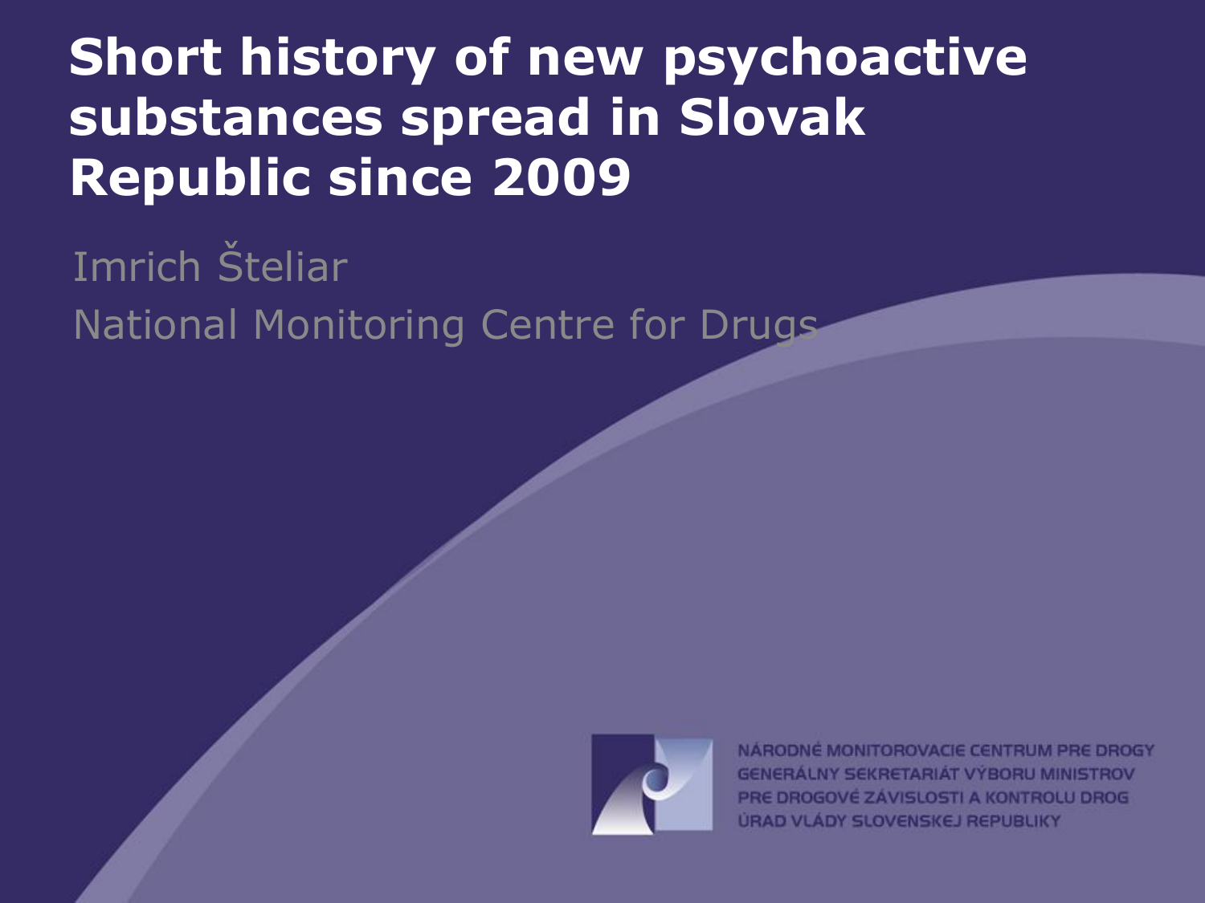# Short history of new psychoactive substances spread in Slovak Republic since 2009

Imrich Šteliar

National Monitoring Centre for Drugs

NÁRODNÉ MONITOROVACIE CENTRUM PRE DROGY
GENERÁLNY SEKRETARIÁT VÝBORU MINISTROV
PRE DROGOVÉ ZÁVISLOSTI A KONTROLU DROG
ÚRAD VLÁDY SLOVENSKEJ REPUBLIKY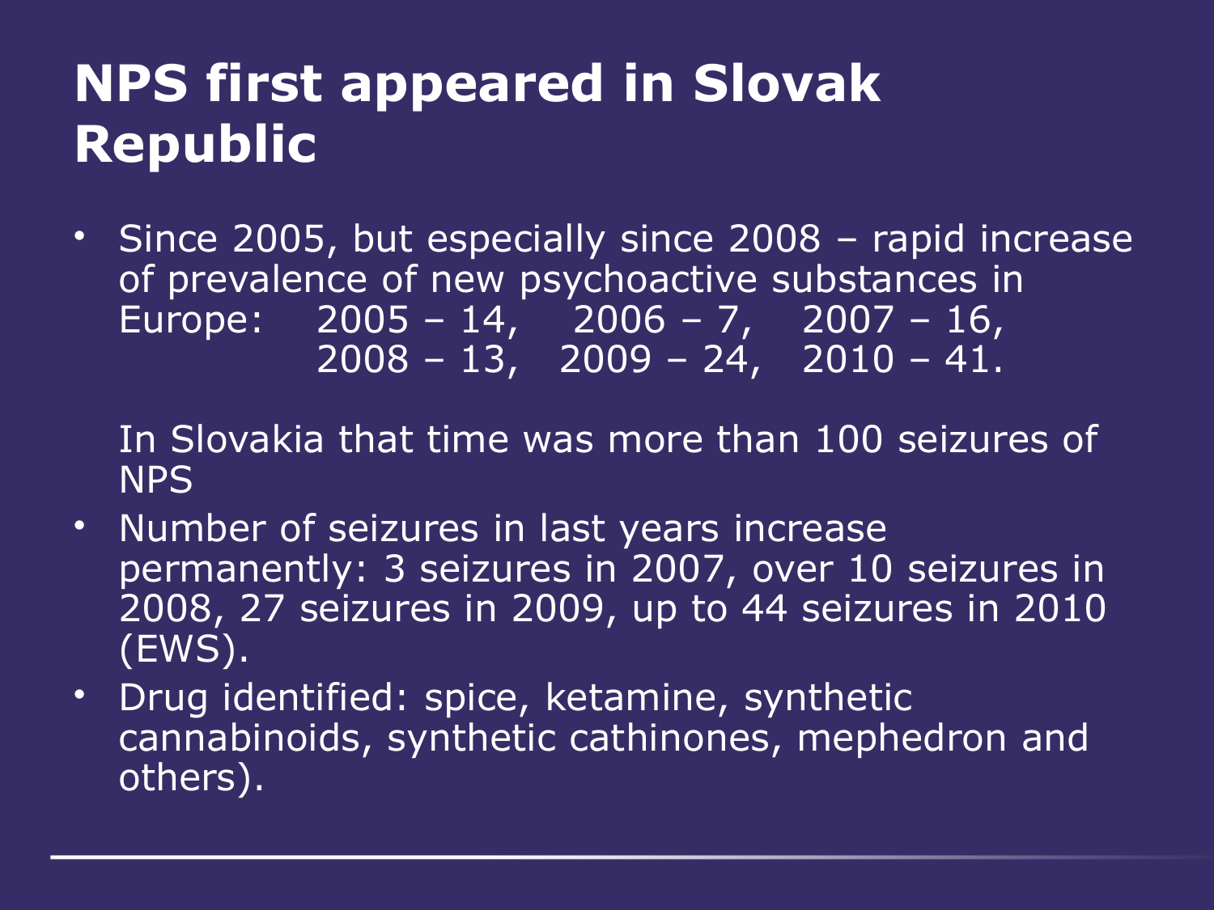# NPS first appeared in Slovak Republic

- Since 2005, but especially since 2008 – rapid increase of prevalence of new psychoactive substances in Europe: 2005 – 14, 2006 – 7, 2007 – 16, 2008 – 13, 2009 – 24, 2010 – 41.

  In Slovakia that time was more than 100 seizures of NPS
- Number of seizures in last years increase permanently: 3 seizures in 2007, over 10 seizures in 2008, 27 seizures in 2009, up to 44 seizures in 2010 (EWS).
- Drug identified: spice, ketamine, synthetic cannabinoids, synthetic cathinones, mephedron and others).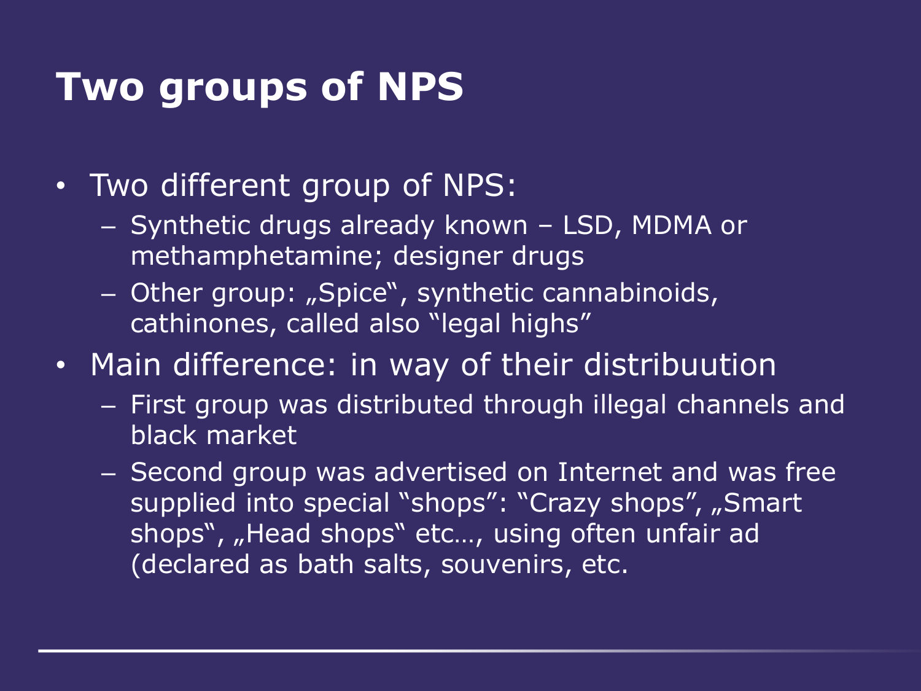# Two groups of NPS

- Two different group of NPS:
  - Synthetic drugs already known – LSD, MDMA or methamphetamine; designer drugs
  - Other group: „Spice‟, synthetic cannabinoids, cathinones, called also "legal highs"
- Main difference: in way of their distribuution
  - First group was distributed through illegal channels and black market
  - Second group was advertised on Internet and was free supplied into special "shops": "Crazy shops", „Smart shops‟, „Head shops‟ etc…, using often unfair ad (declared as bath salts, souvenirs, etc.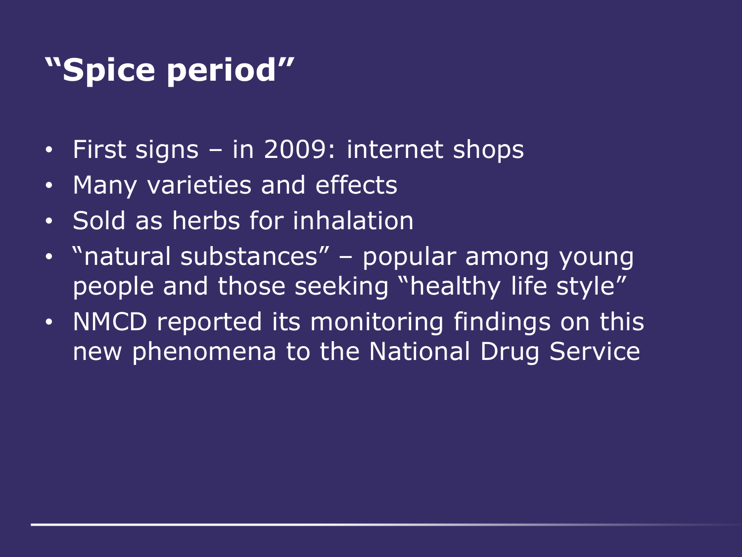# “Spice period”

- First signs – in 2009: internet shops
- Many varieties and effects
- Sold as herbs for inhalation
- “natural substances” – popular among young people and those seeking “healthy life style”
- NMCD reported its monitoring findings on this new phenomena to the National Drug Service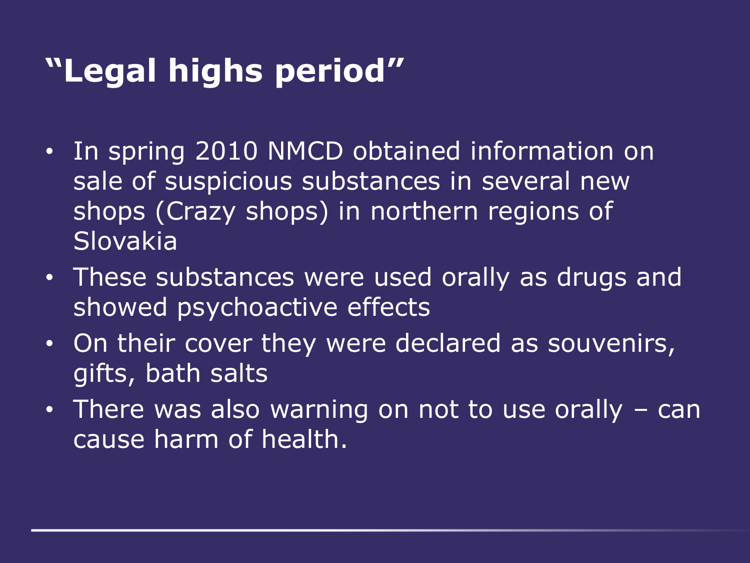# “Legal highs period”

- In spring 2010 NMCD obtained information on sale of suspicious substances in several new shops (Crazy shops) in northern regions of Slovakia
- These substances were used orally as drugs and showed psychoactive effects
- On their cover they were declared as souvenirs, gifts, bath salts
- There was also warning on not to use orally – can cause harm of health.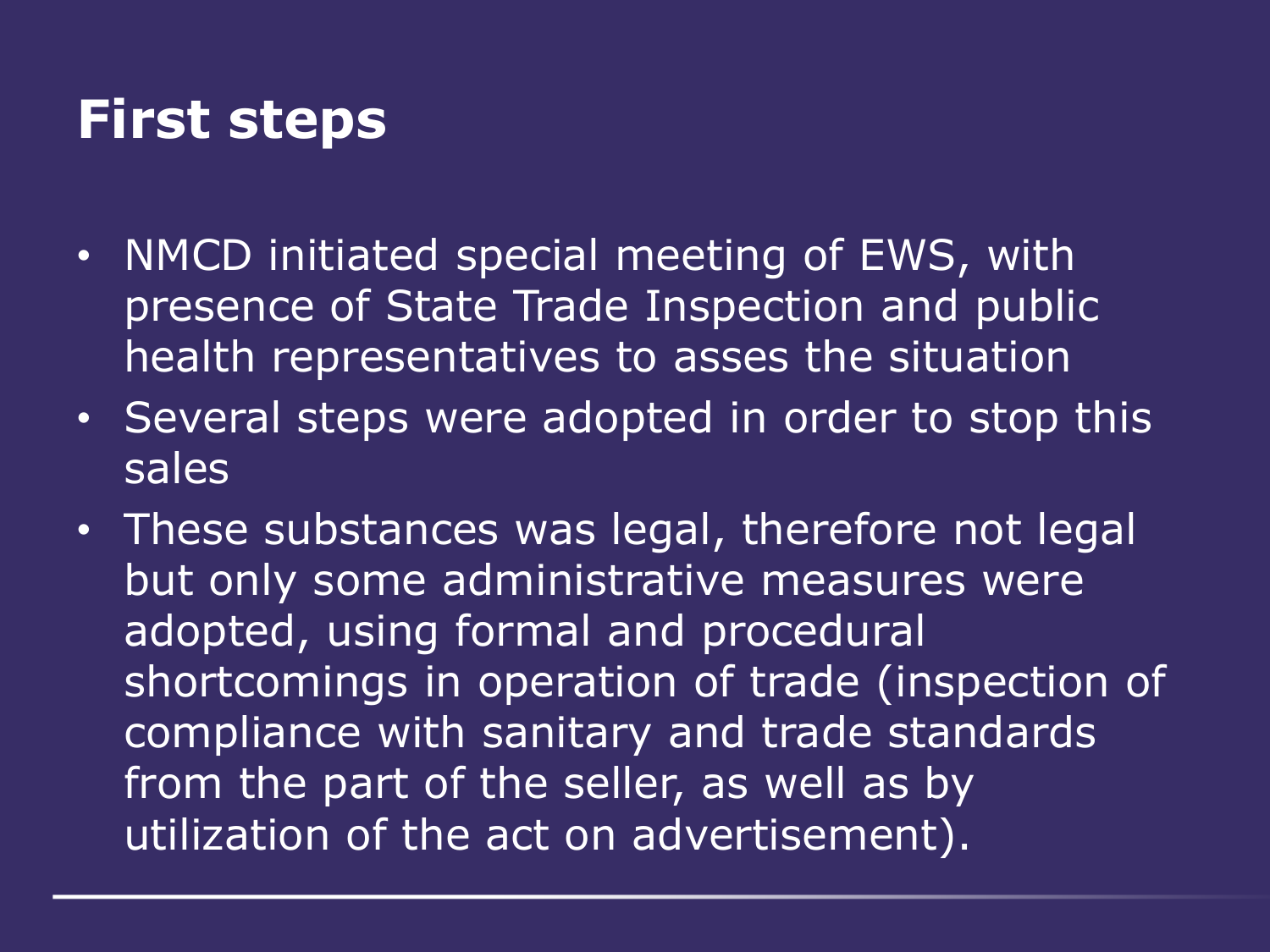# First steps

- NMCD initiated special meeting of EWS, with presence of State Trade Inspection and public health representatives to asses the situation
- Several steps were adopted in order to stop this sales
- These substances was legal, therefore not legal but only some administrative measures were adopted, using formal and procedural shortcomings in operation of trade (inspection of compliance with sanitary and trade standards from the part of the seller, as well as by utilization of the act on advertisement).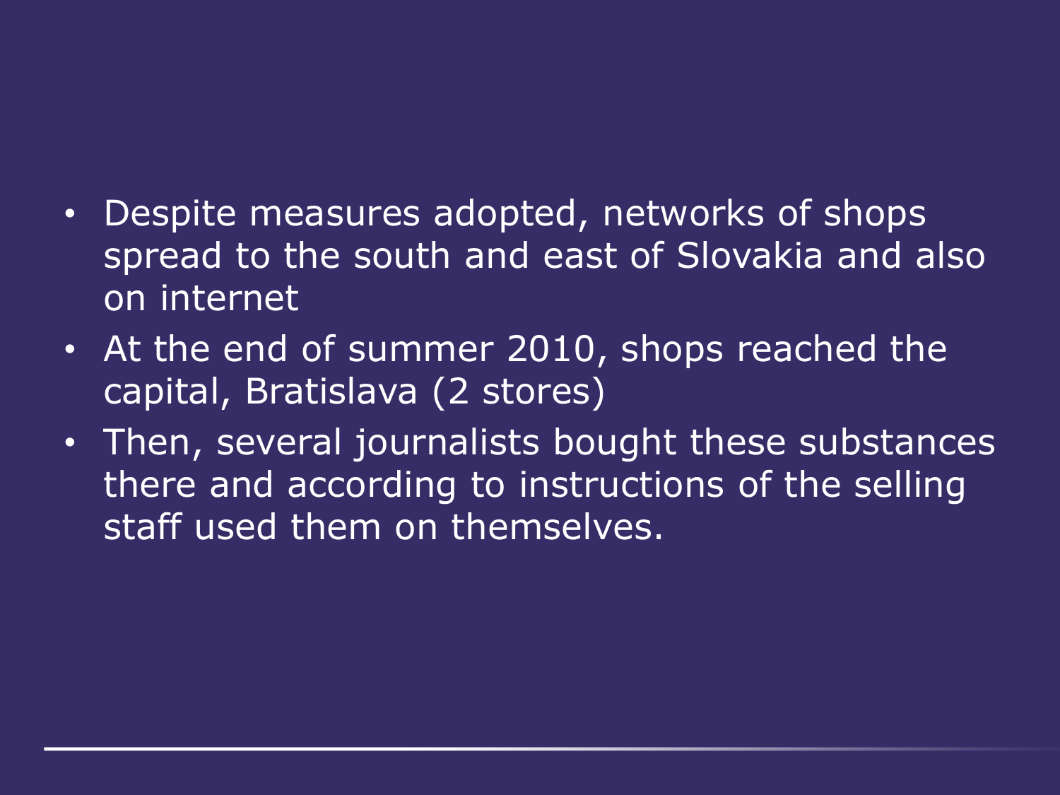- Despite measures adopted, networks of shops spread to the south and east of Slovakia and also on internet
- At the end of summer 2010, shops reached the capital, Bratislava (2 stores)
- Then, several journalists bought these substances there and according to instructions of the selling staff used them on themselves.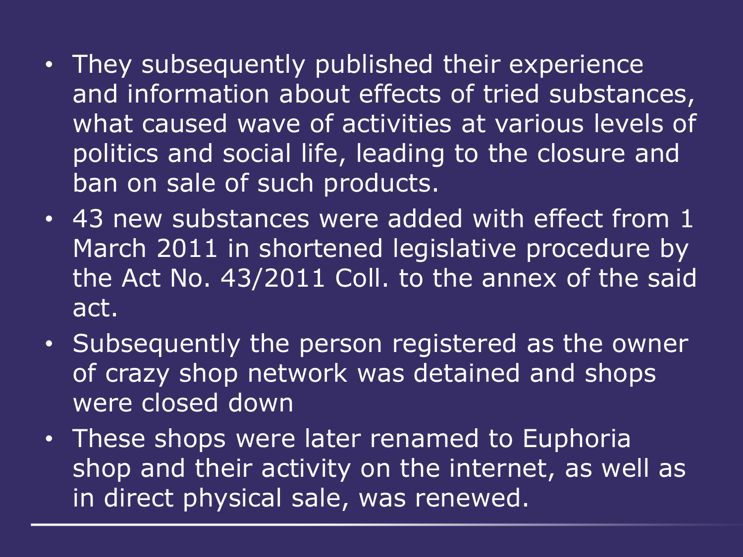- They subsequently published their experience and information about effects of tried substances, what caused wave of activities at various levels of politics and social life, leading to the closure and ban on sale of such products.
- 43 new substances were added with effect from 1 March 2011 in shortened legislative procedure by the Act No. 43/2011 Coll. to the annex of the said act.
- Subsequently the person registered as the owner of crazy shop network was detained and shops were closed down
- These shops were later renamed to Euphoria shop and their activity on the internet, as well as in direct physical sale, was renewed.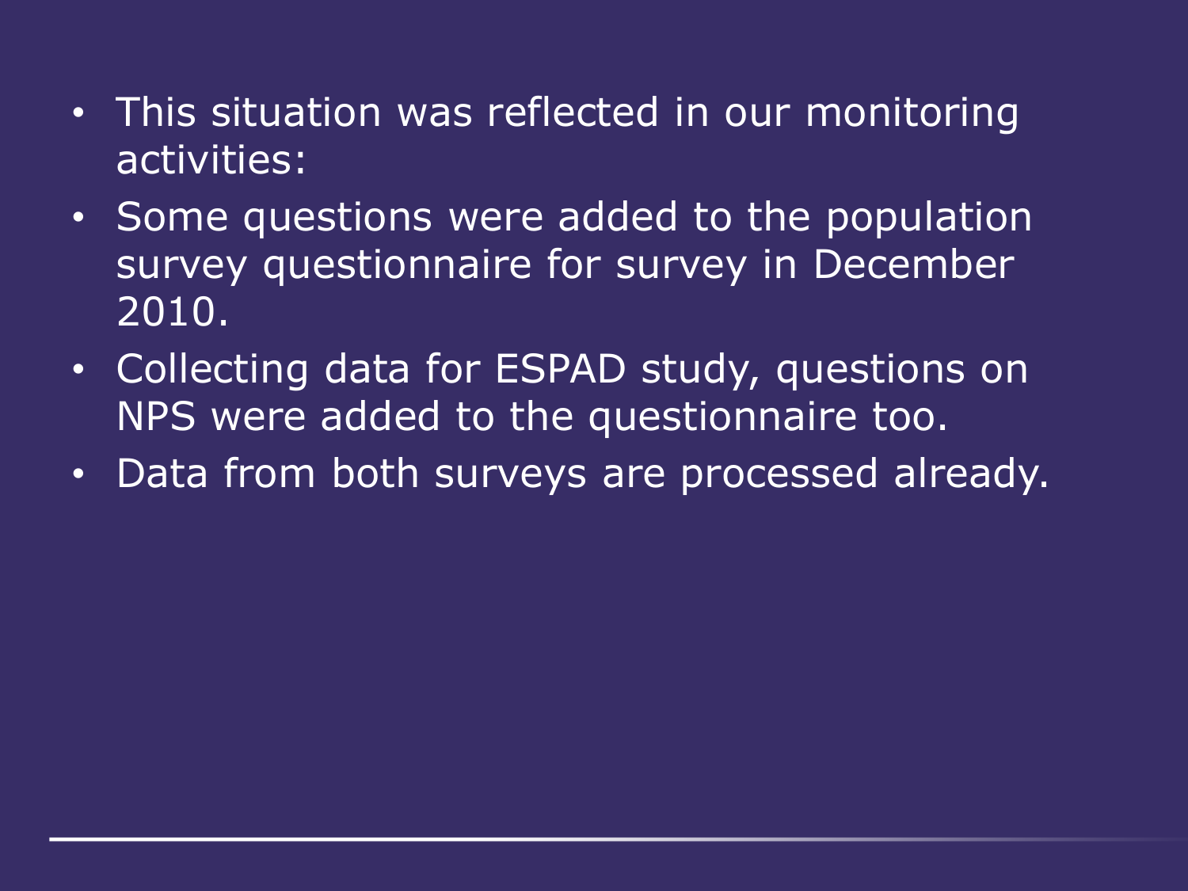- This situation was reflected in our monitoring activities:
- Some questions were added to the population survey questionnaire for survey in December 2010.
- Collecting data for ESPAD study, questions on NPS were added to the questionnaire too.
- Data from both surveys are processed already.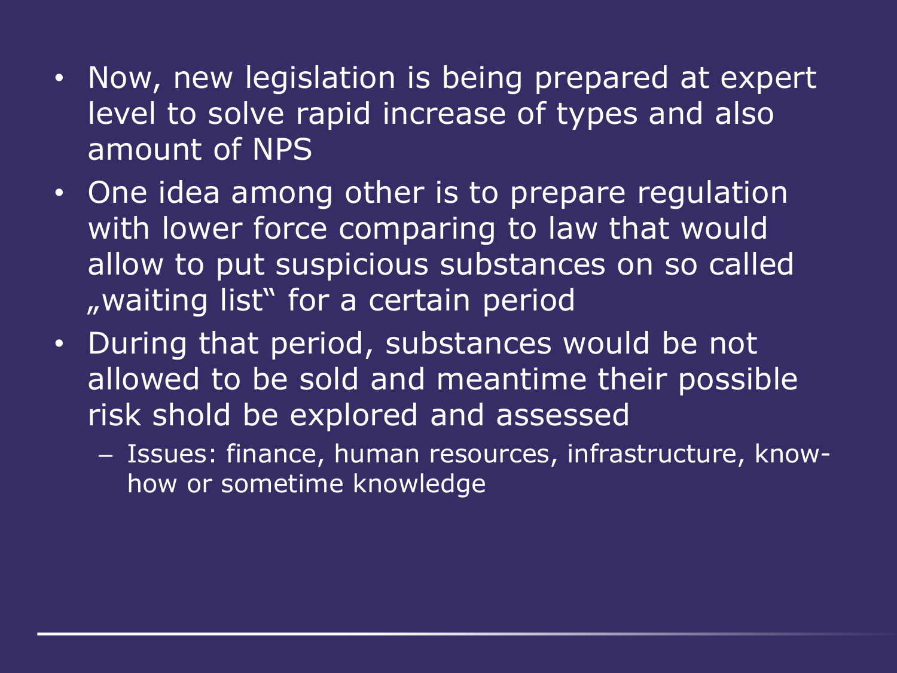- Now, new legislation is being prepared at expert level to solve rapid increase of types and also amount of NPS
- One idea among other is to prepare regulation with lower force comparing to law that would allow to put suspicious substances on so called „waiting list“ for a certain period
- During that period, substances would be not allowed to be sold and meantime their possible risk shold be explored and assessed
  - Issues: finance, human resources, infrastructure, know-how or sometime knowledge